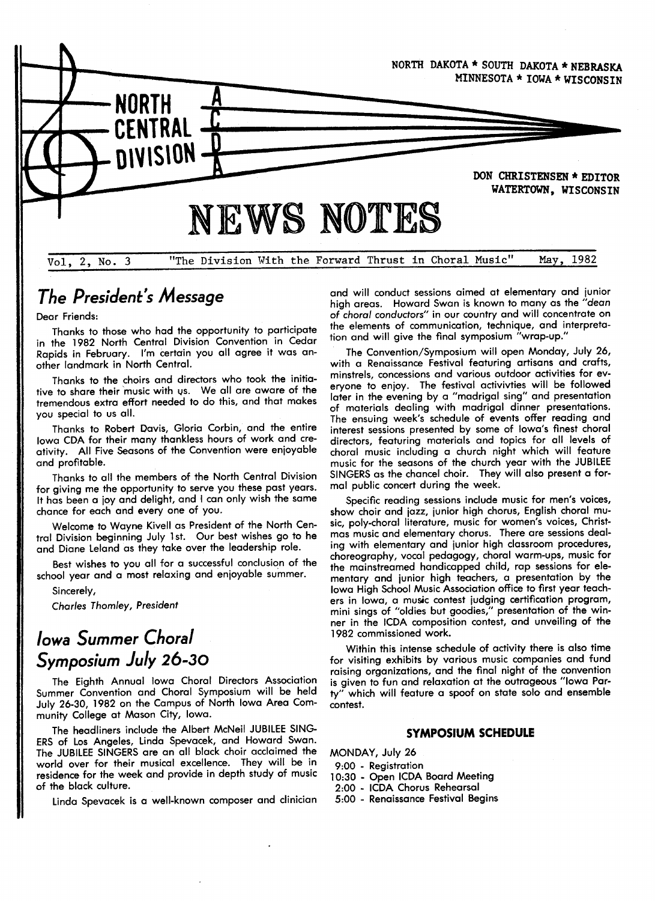NORTH DAKOTA * SOUTH DAKOTA * NEBRASKA
MINNESOTA * IOWA * WISCONSIN

# NORTH CENTRAL DIVISION ACDA

DON CHRISTENSEN * EDITOR
WATERTOWN, WISCONSIN

# NEWS NOTES

Vol. 2, No. 3 "The Division With the Forward Thrust in Choral Music" May, 1982

## The President's Message

Dear Friends:

Thanks to those who had the opportunity to participate in the 1982 North Central Division Convention in Cedar Rapids in February. I'm certain you all agree it was another landmark in North Central.

Thanks to the choirs and directors who took the initiative to share their music with us. We all are aware of the tremendous extra effort needed to do this, and that makes you special to us all.

Thanks to Robert Davis, Gloria Corbin, and the entire Iowa CDA for their many thankless hours of work and creativity. All Five Seasons of the Convention were enjoyable and profitable.

Thanks to all the members of the North Central Division for giving me the opportunity to serve you these past years. It has been a joy and delight, and I can only wish the same chance for each and every one of you.

Welcome to Wayne Kivell as President of the North Central Division beginning July 1st. Our best wishes go to he and Diane Leland as they take over the leadership role.

Best wishes to you all for a successful conclusion of the school year and a most relaxing and enjoyable summer.

Sincerely,

*Charles Thomley, President*

## Iowa Summer Choral Symposium July 26-30

The Eighth Annual Iowa Choral Directors Association Summer Convention and Choral Symposium will be held July 26-30, 1982 on the Campus of North Iowa Area Community College at Mason City, Iowa.

The headliners include the Albert McNeil JUBILEE SINGERS of Los Angeles, Linda Spevacek, and Howard Swan. The JUBILEE SINGERS are an all black choir acclaimed the world over for their musical excellence. They will be in residence for the week and provide in depth study of music of the black culture.

Linda Spevacek is a well-known composer and clinician and will conduct sessions aimed at elementary and junior high areas. Howard Swan is known to many as the *"dean of choral conductors"* in our country and will concentrate on the elements of communication, technique, and interpretation and will give the final symposium "wrap-up."

The Convention/Symposium will open Monday, July 26, with a Renaissance Festival featuring artisans and crafts, minstrels, concessions and various outdoor activities for everyone to enjoy. The festival activivties will be followed later in the evening by a "madrigal sing" and presentation of materials dealing with madrigal dinner presentations. The ensuing week's schedule of events offer reading and interest sessions presented by some of Iowa's finest choral directors, featuring materials and topics for all levels of choral music including a church night which will feature music for the seasons of the church year with the JUBILEE SINGERS as the chancel choir. They will also present a formal public concert during the week.

Specific reading sessions include music for men's voices, show choir and jazz, junior high chorus, English choral music, poly-choral literature, music for women's voices, Christmas music and elementary chorus. There are sessions dealing with elementary and junior high classroom procedures, choreography, vocal pedagogy, choral warm-ups, music for the mainstreamed handicapped child, rap sessions for elementary and junior high teachers, a presentation by the Iowa High School Music Association office to first year teachers in Iowa, a music contest judging certification program, mini sings of "oldies but goodies," presentation of the winner in the ICDA composition contest, and unveiling of the 1982 commissioned work.

Within this intense schedule of activity there is also time for visiting exhibits by various music companies and fund raising organizations, and the final night of the convention is given to fun and relaxation at the outrageous "Iowa Party" which will feature a spoof on state solo and ensemble contest.

### SYMPOSIUM SCHEDULE

MONDAY, July 26

- 9:00 - Registration
- 10:30 - Open ICDA Board Meeting
- 2:00 - ICDA Chorus Rehearsal
- 5:00 - Renaissance Festival Begins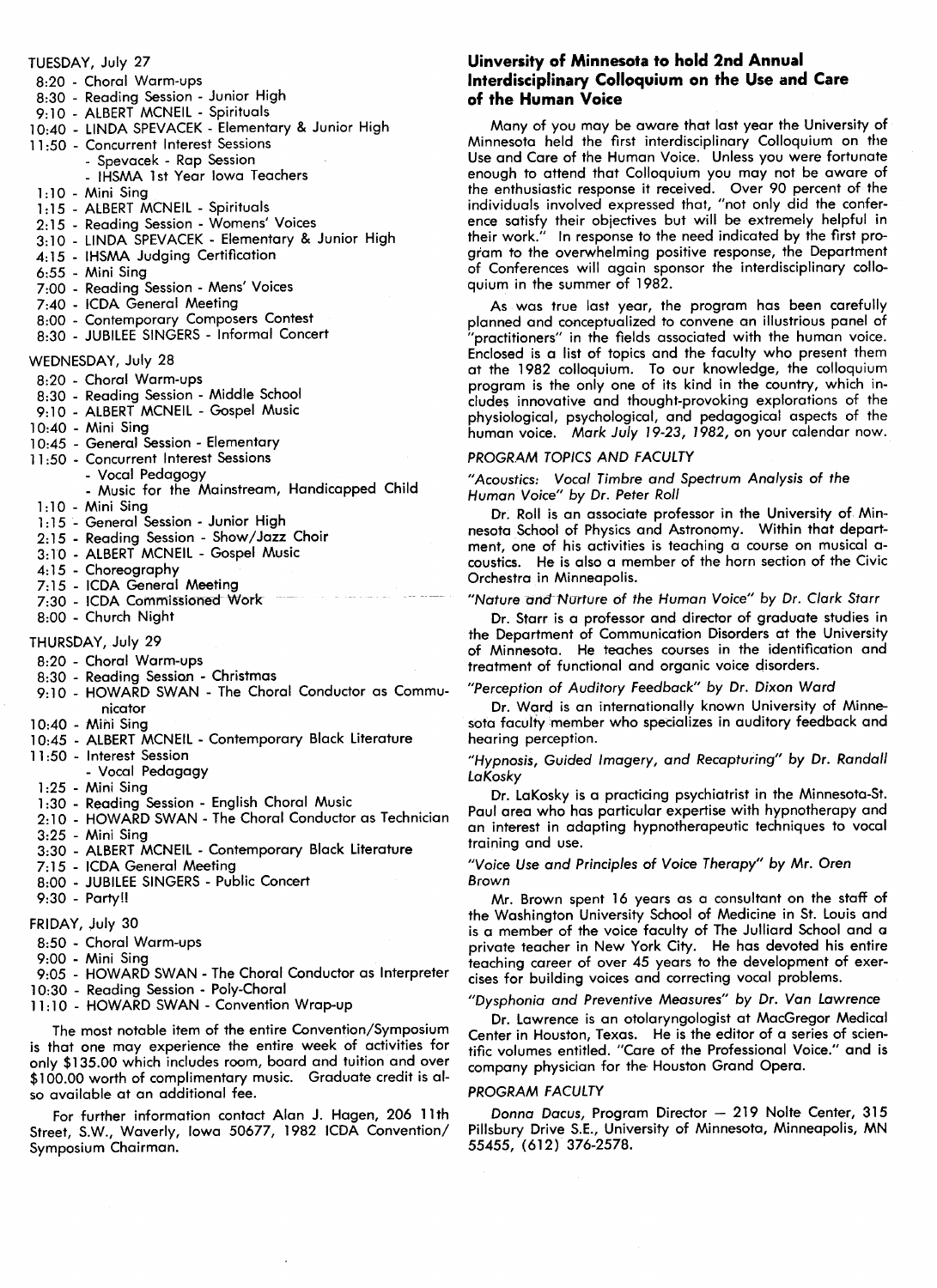TUESDAY, July 27

- 8:20 - Choral Warm-ups
- 8:30 - Reading Session - Junior High
- 9:10 - ALBERT MCNEIL - Spirituals
- 10:40 - LINDA SPEVACEK - Elementary & Junior High
- 11:50 - Concurrent Interest Sessions
  - Spevacek - Rap Session
  - IHSMA 1st Year Iowa Teachers
- 1:10 - Mini Sing
- 1:15 - ALBERT MCNEIL - Spirituals
- 2:15 - Reading Session - Womens' Voices
- 3:10 - LINDA SPEVACEK - Elementary & Junior High
- 4:15 - IHSMA Judging Certification
- 6:55 - Mini Sing
- 7:00 - Reading Session - Mens' Voices
- 7:40 - ICDA General Meeting
- 8:00 - Contemporary Composers Contest
- 8:30 - JUBILEE SINGERS - Informal Concert

WEDNESDAY, July 28

- 8:20 - Choral Warm-ups
- 8:30 - Reading Session - Middle School
- 9:10 - ALBERT MCNEIL - Gospel Music
- 10:40 - Mini Sing
- 10:45 - General Session - Elementary
- 11:50 - Concurrent Interest Sessions
  - Vocal Pedagogy
  - Music for the Mainstream, Handicapped Child
- 1:10 - Mini Sing
- 1:15 - General Session - Junior High
- 2:15 - Reading Session - Show/Jazz Choir
- 3:10 - ALBERT MCNEIL - Gospel Music
- 4:15 - Choreography
- 7:15 - ICDA General Meeting
- 7:30 - ICDA Commissioned Work
- 8:00 - Church Night

THURSDAY, July 29

- 8:20 - Choral Warm-ups
- 8:30 - Reading Session - Christmas
- 9:10 - HOWARD SWAN - The Choral Conductor as Communicator
- 10:40 - Mini Sing
- 10:45 - ALBERT MCNEIL - Contemporary Black Literature
- 11:50 - Interest Session
  - Vocal Pedagogy
- 1:25 - Mini Sing
- 1:30 - Reading Session - English Choral Music
- 2:10 - HOWARD SWAN - The Choral Conductor as Technician
- 3:25 - Mini Sing
- 3:30 - ALBERT MCNEIL - Contemporary Black Literature
- 7:15 - ICDA General Meeting
- 8:00 - JUBILEE SINGERS - Public Concert
- 9:30 - Party!!

FRIDAY, July 30

- 8:50 - Choral Warm-ups
- 9:00 - Mini Sing
- 9:05 - HOWARD SWAN - The Choral Conductor as Interpreter
- 10:30 - Reading Session - Poly-Choral
- 11:10 - HOWARD SWAN - Convention Wrap-up

The most notable item of the entire Convention/Symposium is that one may experience the entire week of activities for only $135.00 which includes room, board and tuition and over $100.00 worth of complimentary music. Graduate credit is also available at an additional fee.

For further information contact Alan J. Hagen, 206 11th Street, S.W., Waverly, Iowa 50677, 1982 ICDA Convention/Symposium Chairman.

## Uinversity of Minnesota to hold 2nd Annual Interdisciplinary Colloquium on the Use and Care of the Human Voice

Many of you may be aware that last year the University of Minnesota held the first interdisciplinary Colloquium on the Use and Care of the Human Voice. Unless you were fortunate enough to attend that Colloquium you may not be aware of the enthusiastic response it received. Over 90 percent of the individuals involved expressed that, "not only did the conference satisfy their objectives but will be extremely helpful in their work." In response to the need indicated by the first program to the overwhelming positive response, the Department of Conferences will again sponsor the interdisciplinary colloquium in the summer of 1982.

As was true last year, the program has been carefully planned and conceptualized to convene an illustrious panel of "practitioners" in the fields associated with the human voice. Enclosed is a list of topics and the faculty who present them at the 1982 colloquium. To our knowledge, the colloquium program is the only one of its kind in the country, which includes innovative and thought-provoking explorations of the physiological, psychological, and pedagogical aspects of the human voice. *Mark July 19-23, 1982, on your calendar now.*

### *PROGRAM TOPICS AND FACULTY*

*"Acoustics: Vocal Timbre and Spectrum Analysis of the Human Voice" by Dr. Peter Roll*

Dr. Roll is an associate professor in the University of Minnesota School of Physics and Astronomy. Within that department, one of his activities is teaching a course on musical acoustics. He is also a member of the horn section of the Civic Orchestra in Minneapolis.

*"Nature and Nurture of the Human Voice" by Dr. Clark Starr*

Dr. Starr is a professor and director of graduate studies in the Department of Communication Disorders at the University of Minnesota. He teaches courses in the identification and treatment of functional and organic voice disorders.

*"Perception of Auditory Feedback" by Dr. Dixon Ward*

Dr. Ward is an internationally known University of Minnesota faculty member who specializes in auditory feedback and hearing perception.

*"Hypnosis, Guided Imagery, and Recapturing" by Dr. Randall LaKosky*

Dr. LaKosky is a practicing psychiatrist in the Minnesota-St. Paul area who has particular expertise with hypnotherapy and an interest in adapting hypnotherapeutic techniques to vocal training and use.

*"Voice Use and Principles of Voice Therapy" by Mr. Oren Brown*

Mr. Brown spent 16 years as a consultant on the staff of the Washington University School of Medicine in St. Louis and is a member of the voice faculty of The Julliard School and a private teacher in New York City. He has devoted his entire teaching career of over 45 years to the development of exercises for building voices and correcting vocal problems.

*"Dysphonia and Preventive Measures" by Dr. Van Lawrence*

Dr. Lawrence is an otolaryngologist at MacGregor Medical Center in Houston, Texas. He is the editor of a series of scientific volumes entitled. "Care of the Professional Voice." and is company physician for the Houston Grand Opera.

### *PROGRAM FACULTY*

*Donna Dacus*, Program Director — 219 Nolte Center, 315 Pillsbury Drive S.E., University of Minnesota, Minneapolis, MN 55455, (612) 376-2578.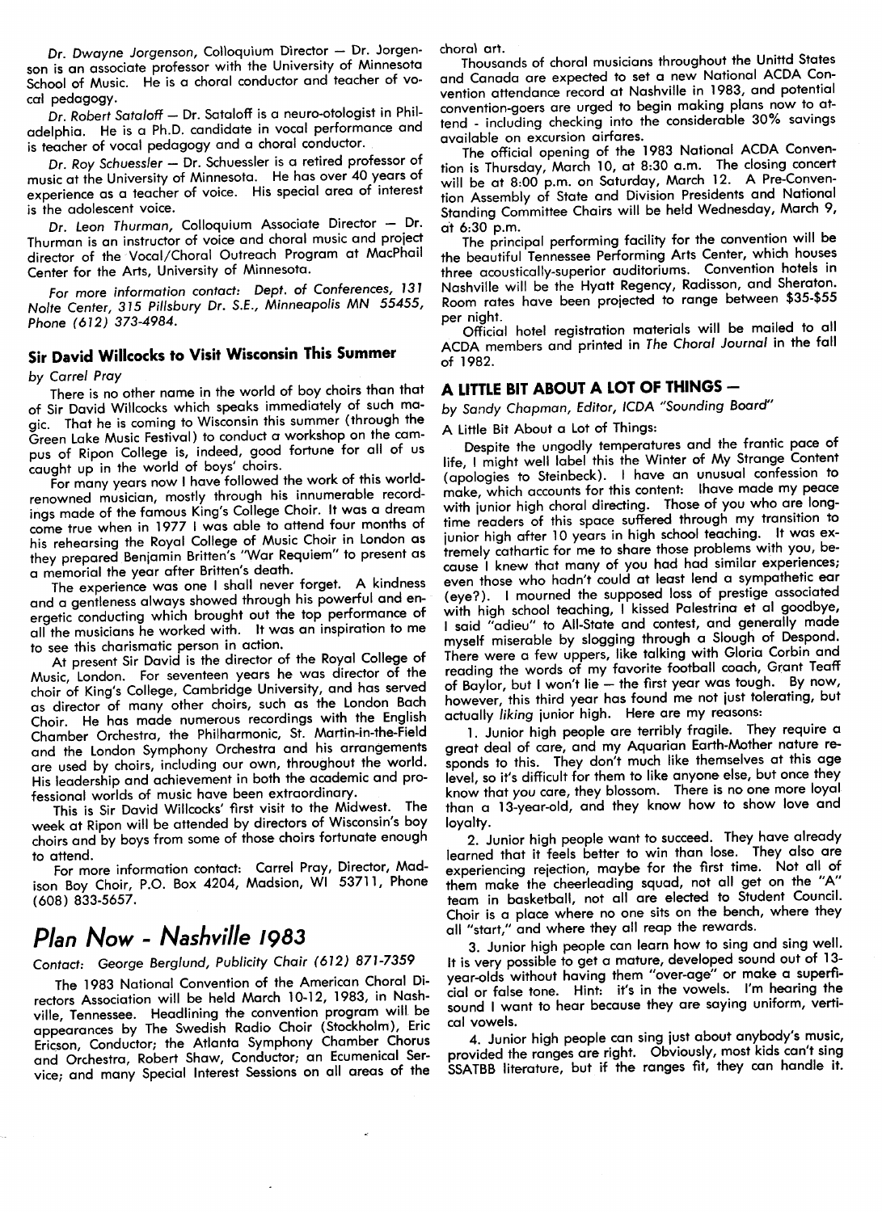*Dr. Dwayne Jorgenson*, Colloquium Director — Dr. Jorgenson is an associate professor with the University of Minnesota School of Music. He is a choral conductor and teacher of vocal pedagogy.

*Dr. Robert Sataloff* — Dr. Sataloff is a neuro-otologist in Philadelphia. He is a Ph.D. candidate in vocal performance and is teacher of vocal pedagogy and a choral conductor.

*Dr. Roy Schuessler* — Dr. Schuessler is a retired professor of music at the University of Minnesota. He has over 40 years of experience as a teacher of voice. His special area of interest is the adolescent voice.

*Dr. Leon Thurman*, Colloquium Associate Director — Dr. Thurman is an instructor of voice and choral music and project director of the Vocal/Choral Outreach Program at MacPhail Center for the Arts, University of Minnesota.

*For more information contact: Dept. of Conferences, 131 Nolte Center, 315 Pillsbury Dr. S.E., Minneapolis MN 55455, Phone (612) 373-4984.*

## Sir David Willcocks to Visit Wisconsin This Summer

*by Carrel Pray*

There is no other name in the world of boy choirs than that of Sir David Willcocks which speaks immediately of such magic. That he is coming to Wisconsin this summer (through the Green Lake Music Festival) to conduct a workshop on the campus of Ripon College is, indeed, good fortune for all of us caught up in the world of boys' choirs.

For many years now I have followed the work of this world-renowned musician, mostly through his innumerable recordings made of the famous King's College Choir. It was a dream come true when in 1977 I was able to attend four months of his rehearsing the Royal College of Music Choir in London as they prepared Benjamin Britten's "War Requiem" to present as a memorial the year after Britten's death.

The experience was one I shall never forget. A kindness and a gentleness always showed through his powerful and energetic conducting which brought out the top performance of all the musicians he worked with. It was an inspiration to me to see this charismatic person in action.

At present Sir David is the director of the Royal College of Music, London. For seventeen years he was director of the choir of King's College, Cambridge University, and has served as director of many other choirs, such as the London Bach Choir. He has made numerous recordings with the English Chamber Orchestra, the Philharmonic, St. Martin-in-the-Field and the London Symphony Orchestra and his arrangements are used by choirs, including our own, throughout the world. His leadership and achievement in both the academic and professional worlds of music have been extraordinary.

This is Sir David Willcocks' first visit to the Midwest. The week at Ripon will be attended by directors of Wisconsin's boy choirs and by boys from some of those choirs fortunate enough to attend.

For more information contact: Carrel Pray, Director, Madison Boy Choir, P.O. Box 4204, Madsion, WI 53711, Phone (608) 833-5657.

# *Plan Now - Nashville 1983*

*Contact: George Berglund, Publicity Chair (612) 871-7359*

The 1983 National Convention of the American Choral Directors Association will be held March 10-12, 1983, in Nashville, Tennessee. Headlining the convention program will be appearances by The Swedish Radio Choir (Stockholm), Eric Ericson, Conductor; the Atlanta Symphony Chamber Chorus and Orchestra, Robert Shaw, Conductor; an Ecumenical Service; and many Special Interest Sessions on all areas of the choral art.

Thousands of choral musicians throughout the Unittd States and Canada are expected to set a new National ACDA Convention attendance record at Nashville in 1983, and potential convention-goers are urged to begin making plans now to attend - including checking into the considerable 30% savings available on excursion airfares.

The official opening of the 1983 National ACDA Convention is Thursday, March 10, at 8:30 a.m. The closing concert will be at 8:00 p.m. on Saturday, March 12. A Pre-Convention Assembly of State and Division Presidents and National Standing Committee Chairs will be held Wednesday, March 9, at 6:30 p.m.

The principal performing facility for the convention will be the beautiful Tennessee Performing Arts Center, which houses three acoustically-superior auditoriums. Convention hotels in Nashville will be the Hyatt Regency, Radisson, and Sheraton. Room rates have been projected to range between $35-$55 per night.

Official hotel registration materials will be mailed to all ACDA members and printed in *The Choral Journal* in the fall of 1982.

## A LITTLE BIT ABOUT A LOT OF THINGS —

*by Sandy Chapman, Editor, ICDA "Sounding Board"*

A Little Bit About a Lot of Things:

Despite the ungodly temperatures and the frantic pace of life, I might well label this the Winter of My Strange Content (apologies to Steinbeck). I have an unusual confession to make, which accounts for this content: Ihave made my peace with junior high choral directing. Those of you who are long-time readers of this space suffered through my transition to junior high after 10 years in high school teaching. It was extremely cathartic for me to share those problems with you, because I knew that many of you had had similar experiences; even those who hadn't could at least lend a sympathetic ear (eye?). I mourned the supposed loss of prestige associated with high school teaching, I kissed Palestrina et al goodbye, I said "adieu" to All-State and contest, and generally made myself miserable by slogging through a Slough of Despond. There were a few uppers, like talking with Gloria Corbin and reading the words of my favorite football coach, Grant Teaff of Baylor, but I won't lie — the first year was tough. By now, however, this third year has found me not just tolerating, but actually *liking* junior high. Here are my reasons:

1. Junior high people are terribly fragile. They require a great deal of care, and my Aquarian Earth-Mother nature responds to this. They don't much like themselves at this age level, so it's difficult for them to like anyone else, but once they know that *you* care, they blossom. There is no one more loyal than a 13-year-old, and they know how to show love and loyalty.

2. Junior high people want to succeed. They have already learned that it feels better to win than lose. They also are experiencing rejection, maybe for the first time. Not all of them make the cheerleading squad, not all get on the "A" team in basketball, not all are elected to Student Council. Choir is a place where no one sits on the bench, where they all "start," and where they all reap the rewards.

3. Junior high people can learn how to sing and sing well. It is very possible to get a mature, developed sound out of 13-year-olds without having them "over-age" or make a superficial or false tone. Hint: it's in the vowels. I'm hearing the sound I want to hear because they are saying uniform, vertical vowels.

4. Junior high people can sing just about anybody's music, provided the ranges are right. Obviously, most kids can't sing SSATBB literature, but if the ranges fit, they can handle it.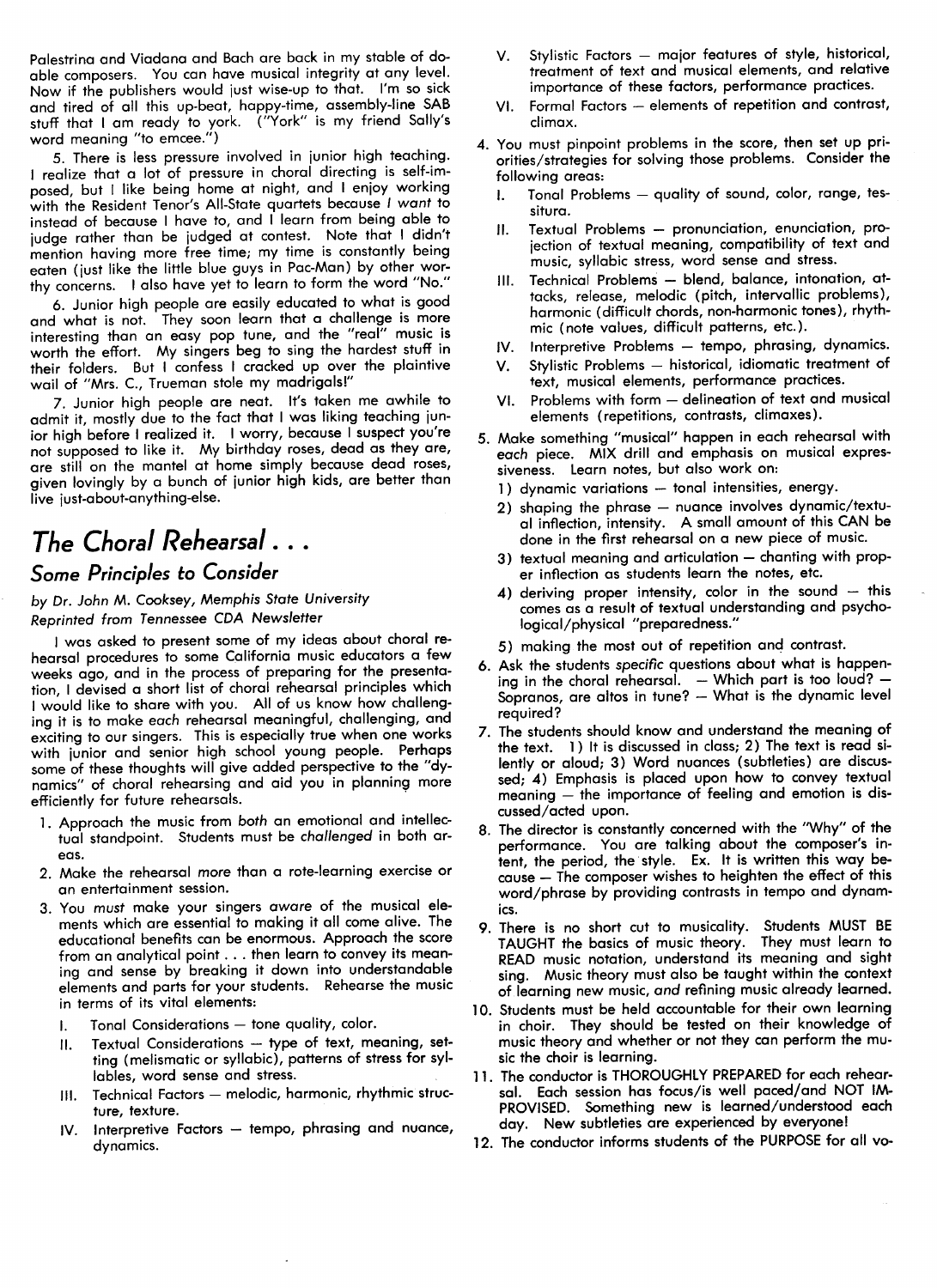Palestrina and Viadana and Bach are back in my stable of doable composers. You can have musical integrity at any level. Now if the publishers would just wise-up to that. I'm so sick and tired of all this up-beat, happy-time, assembly-line SAB stuff that I am ready to york. ("York" is my friend Sally's word meaning "to emcee.")

5. There is less pressure involved in junior high teaching. I realize that a lot of pressure in choral directing is self-imposed, but I like being home at night, and I enjoy working with the Resident Tenor's All-State quartets because *I want* to instead of because I have to, and I learn from being able to judge rather than be judged at contest. Note that I didn't mention having more free time; my time is constantly being eaten (just like the little blue guys in Pac-Man) by other worthy concerns. I also have yet to learn to form the word "No."

6. Junior high people are easily educated to what is good and what is not. They soon learn that a challenge is more interesting than an easy pop tune, and the "real" music is worth the effort. My singers beg to sing the hardest stuff in their folders. But I confess I cracked up over the plaintive wail of "Mrs. C., Trueman stole my madrigals!"

7. Junior high people are neat. It's taken me awhile to admit it, mostly due to the fact that I was liking teaching junior high before I realized it. I worry, because I suspect you're not supposed to like it. My birthday roses, dead as they are, are still on the mantel at home simply because dead roses, given lovingly by a bunch of junior high kids, are better than live just-about-anything-else.

# The Choral Rehearsal . . .

## Some Principles to Consider

*by Dr. John M. Cooksey, Memphis State University*
*Reprinted from Tennessee CDA Newsletter*

I was asked to present some of my ideas about choral rehearsal procedures to some California music educators a few weeks ago, and in the process of preparing for the presentation, I devised a short list of choral rehearsal principles which I would like to share with you. All of us know how challenging it is to make *each* rehearsal meaningful, challenging, and exciting to our singers. This is especially true when one works with junior and senior high school young people. Perhaps some of these thoughts will give added perspective to the "dynamics" of choral rehearsing and aid you in planning more efficiently for future rehearsals.

1. Approach the music from *both* an emotional and intellectual standpoint. Students must be *challenged* in both areas.
2. Make the rehearsal *more* than a rote-learning exercise or an entertainment session.
3. You *must* make your singers *aware* of the musical elements which are essential to making it all come alive. The educational benefits can be enormous. Approach the score from an analytical point . . . then learn to convey its meaning and sense by breaking it down into understandable elements and parts for your students. Rehearse the music in terms of its vital elements:
   - I. Tonal Considerations — tone quality, color.
   - II. Textual Considerations — type of text, meaning, setting (melismatic or syllabic), patterns of stress for syllables, word sense and stress.
   - III. Technical Factors — melodic, harmonic, rhythmic structure, texture.
   - IV. Interpretive Factors — tempo, phrasing and nuance, dynamics.
   - V. Stylistic Factors — major features of style, historical, treatment of text and musical elements, and relative importance of these factors, performance practices.
   - VI. Formal Factors — elements of repetition and contrast, climax.
4. You must pinpoint problems in the score, then set up priorities/strategies for solving those problems. Consider the following areas:
   - I. Tonal Problems — quality of sound, color, range, tessitura.
   - II. Textual Problems — pronunciation, enunciation, projection of textual meaning, compatibility of text and music, syllabic stress, word sense and stress.
   - III. Technical Problems — blend, balance, intonation, attacks, release, melodic (pitch, intervallic problems), harmonic (difficult chords, non-harmonic tones), rhythmic (note values, difficult patterns, etc.).
   - IV. Interpretive Problems — tempo, phrasing, dynamics.
   - V. Stylistic Problems — historical, idiomatic treatment of text, musical elements, performance practices.
   - VI. Problems with form — delineation of text and musical elements (repetitions, contrasts, climaxes).
5. Make something "musical" happen in each rehearsal with *each* piece. MIX drill and emphasis on musical expressiveness. Learn notes, but also work on:
   1) dynamic variations — tonal intensities, energy.
   2) shaping the phrase — nuance involves dynamic/textual inflection, intensity. A small amount of this CAN be done in the first rehearsal on a new piece of music.
   3) textual meaning and articulation — chanting with proper inflection as students learn the notes, etc.
   4) deriving proper intensity, color in the sound — this comes as a result of textual understanding and psychological/physical "preparedness."
   5) making the most out of repetition and contrast.
6. Ask the students *specific* questions about what is happening in the choral rehearsal. — Which part is too loud? — Sopranos, are altos in tune? — What is the dynamic level required?
7. The students should know and understand the meaning of the text. 1) It is discussed in class; 2) The text is read silently or aloud; 3) Word nuances (subtleties) are discussed; 4) Emphasis is placed upon how to convey textual meaning — the importance of feeling and emotion is discussed/acted upon.
8. The director is constantly concerned with the "Why" of the performance. You are talking about the composer's intent, the period, the style. Ex. It is written this way because — The composer wishes to heighten the effect of this word/phrase by providing contrasts in tempo and dynamics.
9. There is no short cut to musicality. Students MUST BE TAUGHT the basics of music theory. They must learn to READ music notation, understand its meaning and sight sing. Music theory must also be taught within the context of learning new music, *and* refining music already learned.
10. Students must be held accountable for their own learning in choir. They should be tested on their knowledge of music theory and whether or not they can perform the music the choir is learning.
11. The conductor is THOROUGHLY PREPARED for each rehearsal. Each session has focus/is well paced/and NOT IMPROVISED. Something new is learned/understood each day. New subtleties are experienced by everyone!
12. The conductor informs students of the PURPOSE for all vo-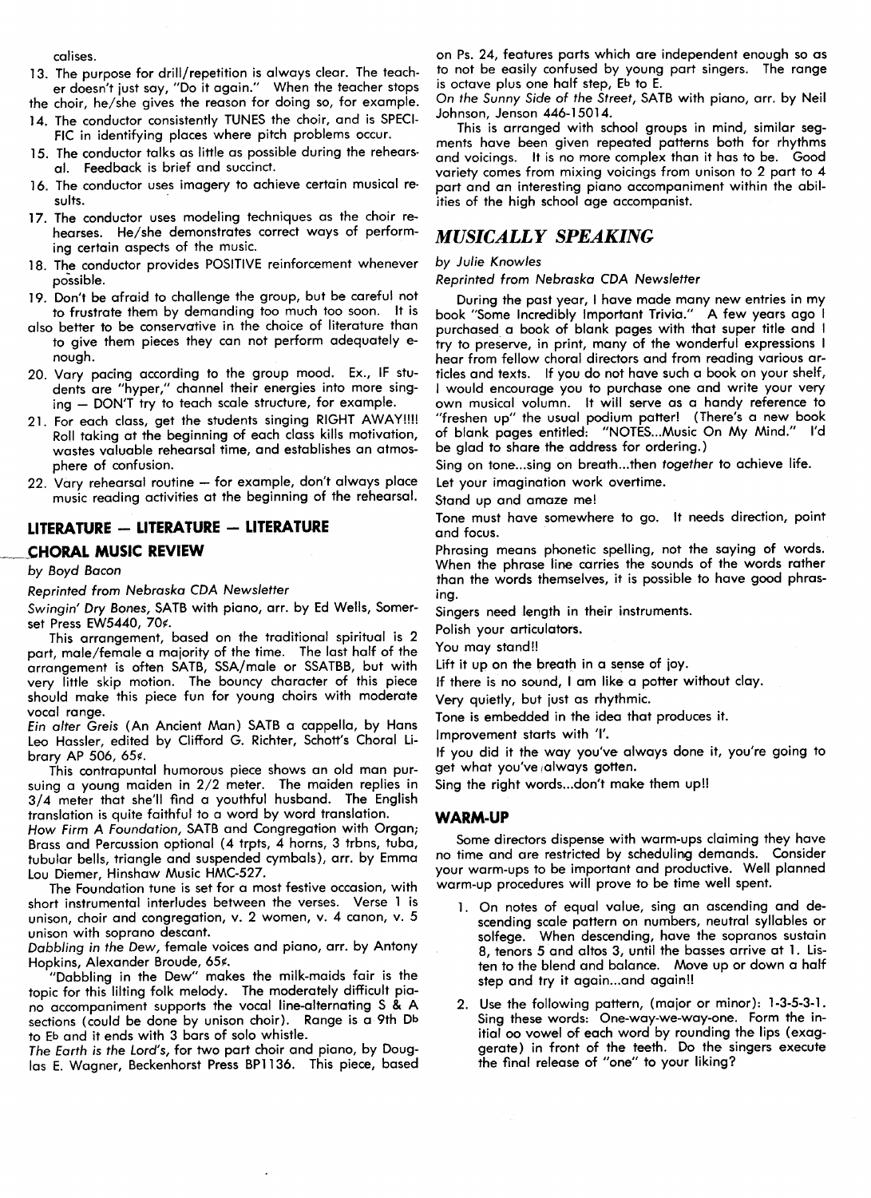calises.

13. The purpose for drill/repetition is always clear. The teacher doesn't just say, "Do it again." When the teacher stops the choir, he/she gives the reason for doing so, for example.
14. The conductor consistently TUNES the choir, and is SPECIFIC in identifying places where pitch problems occur.
15. The conductor talks as little as possible during the rehearsal. Feedback is brief and succinct.
16. The conductor uses imagery to achieve certain musical results.
17. The conductor uses modeling techniques as the choir rehearses. He/she demonstrates correct ways of performing certain aspects of the music.
18. The conductor provides POSITIVE reinforcement whenever possible.
19. Don't be afraid to challenge the group, but be careful not to frustrate them by demanding too much too soon. It is also better to be conservative in the choice of literature than to give them pieces they can not perform adequately enough.
20. Vary pacing according to the group mood. Ex., IF students are "hyper," channel their energies into more singing — DON'T try to teach scale structure, for example.
21. For each class, get the students singing RIGHT AWAY!!!! Roll taking at the beginning of each class kills motivation, wastes valuable rehearsal time, and establishes an atmosphere of confusion.
22. Vary rehearsal routine — for example, don't always place music reading activities at the beginning of the rehearsal.

## LITERATURE — LITERATURE — LITERATURE

### CHORAL MUSIC REVIEW

*by Boyd Bacon*

*Reprinted from Nebraska CDA Newsletter*

*Swingin' Dry Bones*, SATB with piano, arr. by Ed Wells, Somerset Press EW5440, 70¢.

This arrangement, based on the traditional spiritual is 2 part, male/female a majority of the time. The last half of the arrangement is often SATB, SSA/male or SSATBB, but with very little skip motion. The bouncy character of this piece should make this piece fun for young choirs with moderate vocal range.

*Ein alter Greis* (An Ancient Man) SATB a cappella, by Hans Leo Hassler, edited by Clifford G. Richter, Schott's Choral Library AP 506, 65¢.

This contrapuntal humorous piece shows an old man pursuing a young maiden in 2/2 meter. The maiden replies in 3/4 meter that she'll find a youthful husband. The English translation is quite faithful to a word by word translation.

*How Firm A Foundation*, SATB and Congregation with Organ; Brass and Percussion optional (4 trpts, 4 horns, 3 trbns, tuba, tubular bells, triangle and suspended cymbals), arr. by Emma Lou Diemer, Hinshaw Music HMC-527.

The Foundation tune is set for a most festive occasion, with short instrumental interludes between the verses. Verse 1 is unison, choir and congregation, v. 2 women, v. 4 canon, v. 5 unison with soprano descant.

*Dabbling in the Dew*, female voices and piano, arr. by Antony Hopkins, Alexander Broude, 65¢.

"Dabbling in the Dew" makes the milk-maids fair is the topic for this lilting folk melody. The moderately difficult piano accompaniment supports the vocal line-alternating S & A sections (could be done by unison choir). Range is a 9th D♭ to E♭ and it ends with 3 bars of solo whistle.

*The Earth is the Lord's*, for two part choir and piano, by Douglas E. Wagner, Beckenhorst Press BP1136. This piece, based on Ps. 24, features parts which are independent enough so as to not be easily confused by young part singers. The range is octave plus one half step, E♭ to E.

*On the Sunny Side of the Street*, SATB with piano, arr. by Neil Johnson, Jenson 446-15014.

This is arranged with school groups in mind, similar segments have been given repeated patterns both for rhythms and voicings. It is no more complex than it has to be. Good variety comes from mixing voicings from unison to 2 part to 4 part and an interesting piano accompaniment within the abilities of the high school age accompanist.

## MUSICALLY SPEAKING

*by Julie Knowles*

*Reprinted from Nebraska CDA Newsletter*

During the past year, I have made many new entries in my book "Some Incredibly Important Trivia." A few years ago I purchased a book of blank pages with that super title and I try to preserve, in print, many of the wonderful expressions I hear from fellow choral directors and from reading various articles and texts. If you do not have such a book on your shelf, I would encourage you to purchase one and write your very own musical volumn. It will serve as a handy reference to "freshen up" the usual podium patter! (There's a new book of blank pages entitled: "NOTES...Music On My Mind." I'd be glad to share the address for ordering.)

Sing on tone...sing on breath...then *together* to achieve life.

Let your imagination work overtime.

Stand up and amaze me!

Tone must have somewhere to go. It needs direction, point and focus.

Phrasing means phonetic spelling, not the saying of words. When the phrase line carries the sounds of the words rather than the words themselves, it is possible to have good phrasing.

Singers need length in their instruments.

Polish your articulators.

You may stand!!

Lift it up on the breath in a sense of joy.

If there is no sound, I am like a potter without clay.

Very quietly, but just as rhythmic.

Tone is embedded in the idea that produces it.

Improvement starts with 'I'.

If you did it the way you've always done it, you're going to get what you've always gotten.

Sing the right words...don't make them up!!

### WARM-UP

Some directors dispense with warm-ups claiming they have no time and are restricted by scheduling demands. Consider your warm-ups to be important and productive. Well planned warm-up procedures will prove to be time well spent.

1. On notes of equal value, sing an ascending and descending scale pattern on numbers, neutral syllables or solfege. When descending, have the sopranos sustain 8, tenors 5 and altos 3, until the basses arrive at 1. Listen to the blend and balance. Move up or down a half step and try it again...and again!!
2. Use the following pattern, (major or minor): 1-3-5-3-1. Sing these words: One-way-we-way-one. Form the initial oo vowel of each word by rounding the lips (exaggerate) in front of the teeth. Do the singers execute the final release of "one" to your liking?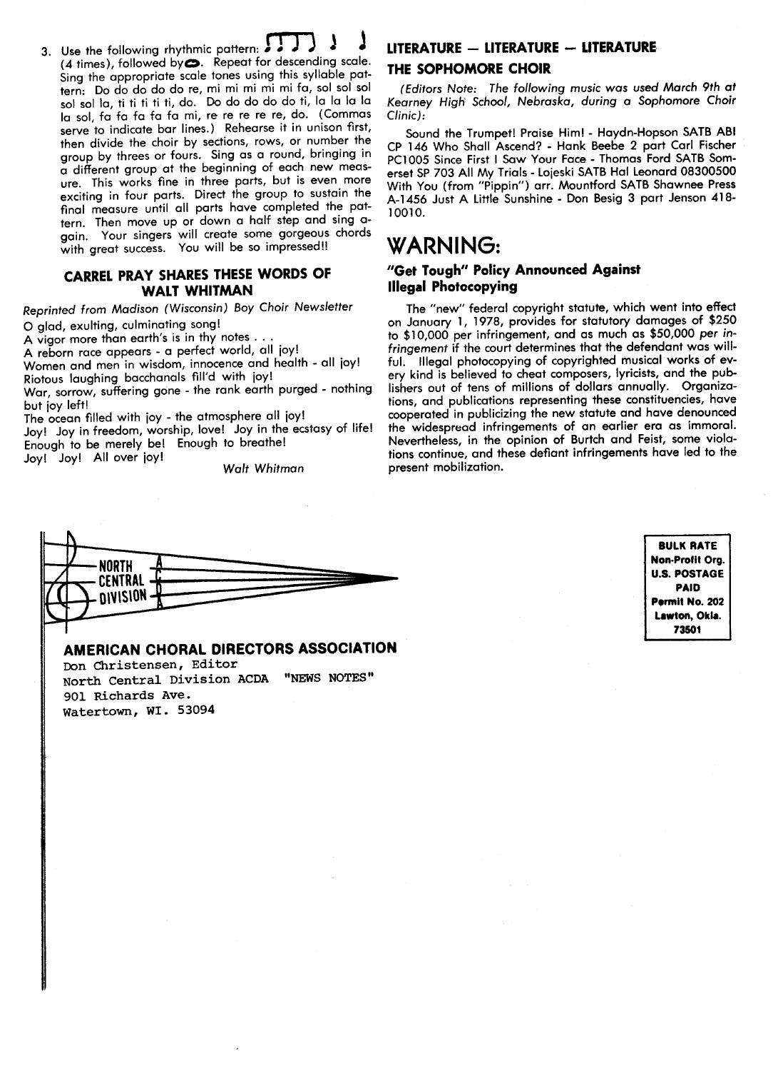3. Use the following rhythmic pattern: ♫♫ ♩ ♩ (4 times), followed by 𝅝. Repeat for descending scale. Sing the appropriate scale tones using this syllable pattern: Do do do do do re, mi mi mi mi mi fa, sol sol sol sol sol la, ti ti ti ti ti, do. Do do do do do ti, la la la la la sol, fa fa fa fa fa mi, re re re re re, do. (Commas serve to indicate bar lines.) Rehearse it in unison first, then divide the choir by sections, rows, or number the group by threes or fours. Sing as a round, bringing in a different group at the beginning of each new measure. This works fine in three parts, but is even more exciting in four parts. Direct the group to sustain the final measure until all parts have completed the pattern. Then move up or down a half step and sing again. Your singers will create some gorgeous chords with great success. You will be so impressed!!

## CARREL PRAY SHARES THESE WORDS OF WALT WHITMAN

*Reprinted from Madison (Wisconsin) Boy Choir Newsletter*

O glad, exulting, culminating song!
A vigor more than earth's is in thy notes . . .
A reborn race appears - a perfect world, all joy!
Women and men in wisdom, innocence and health - all joy!
Riotous laughing bacchanals fill'd with joy!
War, sorrow, suffering gone - the rank earth purged - nothing but joy left!
The ocean filled with joy - the atmosphere all joy!
Joy! Joy in freedom, worship, love! Joy in the ecstasy of life!
Enough to be merely be! Enough to breathe!
Joy! Joy! All over joy!

*Walt Whitman*

## LITERATURE — LITERATURE — LITERATURE

### THE SOPHOMORE CHOIR

*(Editors Note: The following music was used March 9th at Kearney High School, Nebraska, during a Sophomore Choir Clinic):*

Sound the Trumpet! Praise Him! - Haydn-Hopson SATB ABI CP 146 Who Shall Ascend? - Hank Beebe 2 part Carl Fischer PC1005 Since First I Saw Your Face - Thomas Ford SATB Somerset SP 703 All My Trials - Lojeski SATB Hal Leonard 08300500 With You (from "Pippin") arr. Mountford SATB Shawnee Press A-1456 Just A Little Sunshine - Don Besig 3 part Jenson 418-10010.

## WARNING:

### "Get Tough" Policy Announced Against Illegal Photocopying

The "new" federal copyright statute, which went into effect on January 1, 1978, provides for statutory damages of $250 to $10,000 per infringement, and as much as $50,000 *per infringement* if the court determines that the defendant was willful. Illegal photocopying of copyrighted musical works of every kind is believed to cheat composers, lyricists, and the publishers out of tens of millions of dollars annually. Organizations, and publications representing these constituencies, have cooperated in publicizing the new statute and have denounced the widespread infringements of an earlier era as immoral. Nevertheless, in the opinion of Burtch and Feist, some violations continue, and these defiant infringements have led to the present mobilization.

NORTH CENTRAL DIVISION

**AMERICAN CHORAL DIRECTORS ASSOCIATION**

Don Christensen, Editor
North Central Division ACDA "NEWS NOTES"
901 Richards Ave.
Watertown, WI. 53094

**BULK RATE**
**Non-Profit Org.**
**U.S. POSTAGE**
**PAID**
**Permit No. 202**
**Lawton, Okla.**
**73501**